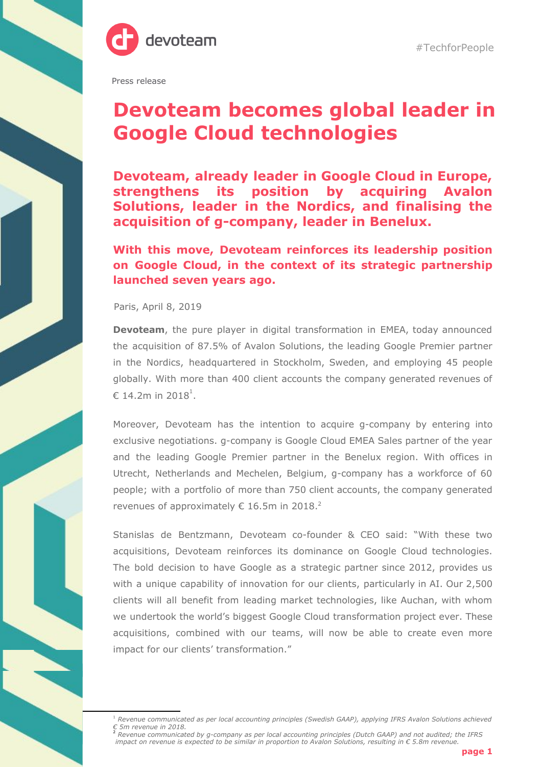#TechforPeople

Press release

# Devoteam becomes global leader in Google Cloud technologies

## Devoteam, already leader in Google Cloud in Europe, strengthens its position by acquiring Avalon Solutions, leader in the Nordics, and finalising the acquisition of g-company, leader in Benelux.

## With this move, Devoteam reinforces its leadership position on Google Cloud, in the context of its strategic partnership launched seven years ago.

Paris, April 8, 2019

**Devoteam**, the pure player in digital transformation in EMEA, today announced the acquisition of 87.5% of Avalon Solutions, the leading Google Premier partner in the Nordics, headquartered in Stockholm, Sweden, and employing 45 people globally. With more than 400 client accounts the company generated revenues of € 14.2m in 2018[1].

Moreover, Devoteam has the intention to acquire g-company by entering into exclusive negotiations. g-company is Google Cloud EMEA Sales partner of the year and the leading Google Premier partner in the Benelux region. With offices in Utrecht, Netherlands and Mechelen, Belgium, g-company has a workforce of 60 people; with a portfolio of more than 750 client accounts, the company generated revenues of approximately € 16.5m in 2018.[2]

Stanislas de Bentzmann, Devoteam co-founder & CEO said: "With these two acquisitions, Devoteam reinforces its dominance on Google Cloud technologies. The bold decision to have Google as a strategic partner since 2012, provides us with a unique capability of innovation for our clients, particularly in AI. Our 2,500 clients will all benefit from leading market technologies, like Auchan, with whom we undertook the world's biggest Google Cloud transformation project ever. These acquisitions, combined with our teams, will now be able to create even more impact for our clients' transformation."

---

[1] *Revenue communicated as per local accounting principles (Swedish GAAP), applying IFRS Avalon Solutions achieved € 5m revenue in 2018.*

[2] *Revenue communicated by g-company as per local accounting principles (Dutch GAAP) and not audited; the IFRS impact on revenue is expected to be similar in proportion to Avalon Solutions, resulting in € 5.8m revenue.*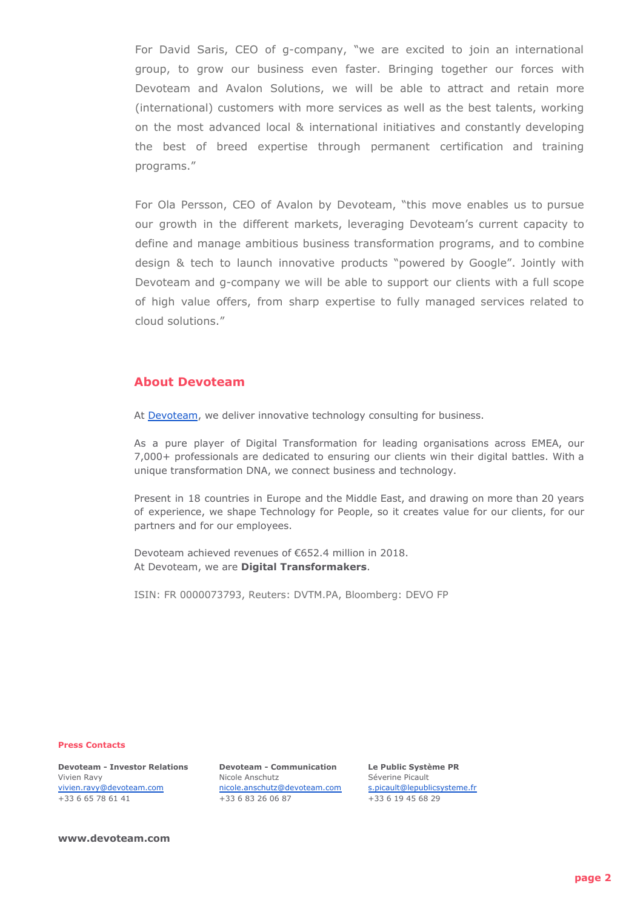For David Saris, CEO of g-company, "we are excited to join an international group, to grow our business even faster. Bringing together our forces with Devoteam and Avalon Solutions, we will be able to attract and retain more (international) customers with more services as well as the best talents, working on the most advanced local & international initiatives and constantly developing the best of breed expertise through permanent certification and training programs."

For Ola Persson, CEO of Avalon by Devoteam, "this move enables us to pursue our growth in the different markets, leveraging Devoteam's current capacity to define and manage ambitious business transformation programs, and to combine design & tech to launch innovative products "powered by Google". Jointly with Devoteam and g-company we will be able to support our clients with a full scope of high value offers, from sharp expertise to fully managed services related to cloud solutions."

## About Devoteam

At Devoteam, we deliver innovative technology consulting for business.

As a pure player of Digital Transformation for leading organisations across EMEA, our 7,000+ professionals are dedicated to ensuring our clients win their digital battles. With a unique transformation DNA, we connect business and technology.

Present in 18 countries in Europe and the Middle East, and drawing on more than 20 years of experience, we shape Technology for People, so it creates value for our clients, for our partners and for our employees.

Devoteam achieved revenues of €652.4 million in 2018.
At Devoteam, we are **Digital Transformakers**.

ISIN: FR 0000073793, Reuters: DVTM.PA, Bloomberg: DEVO FP

**Press Contacts**

**Devoteam - Investor Relations**
Vivien Ravy
vivien.ravy@devoteam.com
+33 6 65 78 61 41

**Devoteam - Communication**
Nicole Anschutz
nicole.anschutz@devoteam.com
+33 6 83 26 06 87

**Le Public Système PR**
Séverine Picault
s.picault@lepublicsysteme.fr
+33 6 19 45 68 29

**www.devoteam.com**